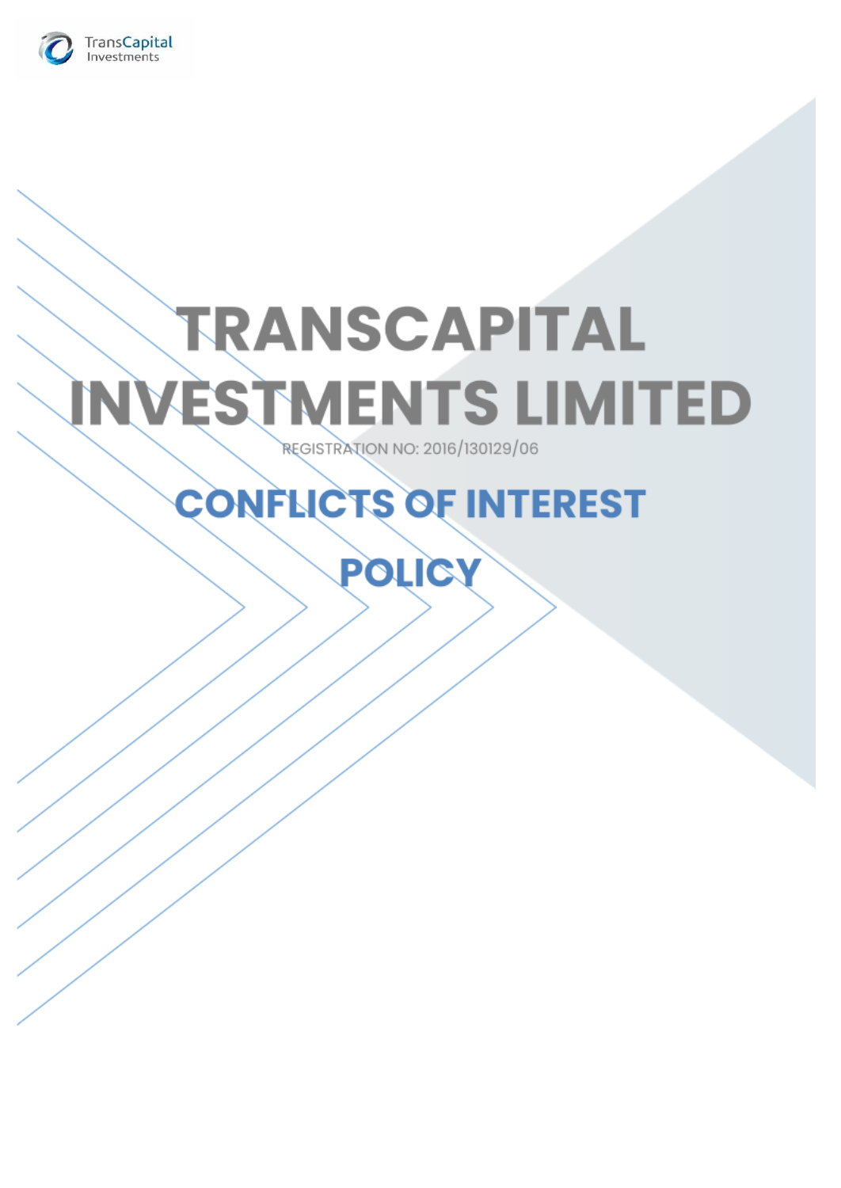TransCapital Investments

# TRANSCAPITAL INVESTMENTS LIMITED

REGISTRATION NO: 2016/130129/06

## CONFLICTS OF INTEREST POLICY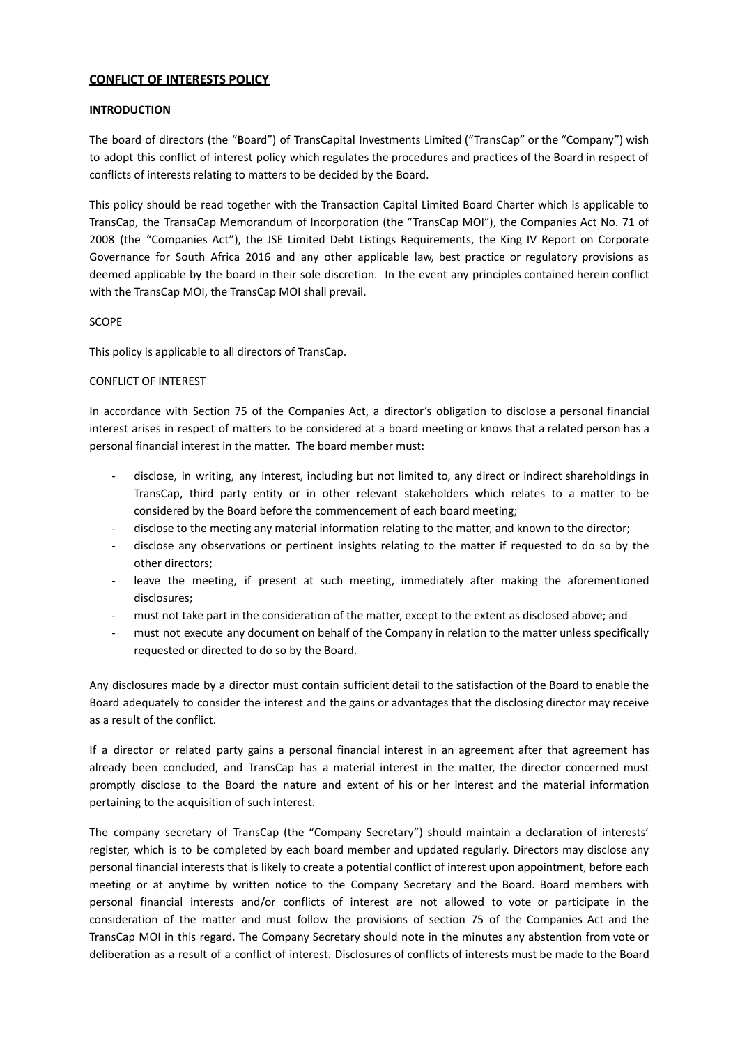**CONFLICT OF INTERESTS POLICY**

**INTRODUCTION**

The board of directors (the "**B**oard") of TransCapital Investments Limited ("TransCap" or the "Company") wish to adopt this conflict of interest policy which regulates the procedures and practices of the Board in respect of conflicts of interests relating to matters to be decided by the Board.

This policy should be read together with the Transaction Capital Limited Board Charter which is applicable to TransCap, the TransaCap Memorandum of Incorporation (the "TransCap MOI"), the Companies Act No. 71 of 2008 (the "Companies Act"), the JSE Limited Debt Listings Requirements, the King IV Report on Corporate Governance for South Africa 2016 and any other applicable law, best practice or regulatory provisions as deemed applicable by the board in their sole discretion. In the event any principles contained herein conflict with the TransCap MOI, the TransCap MOI shall prevail.

SCOPE

This policy is applicable to all directors of TransCap.

CONFLICT OF INTEREST

In accordance with Section 75 of the Companies Act, a director's obligation to disclose a personal financial interest arises in respect of matters to be considered at a board meeting or knows that a related person has a personal financial interest in the matter. The board member must:

- disclose, in writing, any interest, including but not limited to, any direct or indirect shareholdings in TransCap, third party entity or in other relevant stakeholders which relates to a matter to be considered by the Board before the commencement of each board meeting;
- disclose to the meeting any material information relating to the matter, and known to the director;
- disclose any observations or pertinent insights relating to the matter if requested to do so by the other directors;
- leave the meeting, if present at such meeting, immediately after making the aforementioned disclosures;
- must not take part in the consideration of the matter, except to the extent as disclosed above; and
- must not execute any document on behalf of the Company in relation to the matter unless specifically requested or directed to do so by the Board.

Any disclosures made by a director must contain sufficient detail to the satisfaction of the Board to enable the Board adequately to consider the interest and the gains or advantages that the disclosing director may receive as a result of the conflict.

If a director or related party gains a personal financial interest in an agreement after that agreement has already been concluded, and TransCap has a material interest in the matter, the director concerned must promptly disclose to the Board the nature and extent of his or her interest and the material information pertaining to the acquisition of such interest.

The company secretary of TransCap (the "Company Secretary") should maintain a declaration of interests' register, which is to be completed by each board member and updated regularly. Directors may disclose any personal financial interests that is likely to create a potential conflict of interest upon appointment, before each meeting or at anytime by written notice to the Company Secretary and the Board. Board members with personal financial interests and/or conflicts of interest are not allowed to vote or participate in the consideration of the matter and must follow the provisions of section 75 of the Companies Act and the TransCap MOI in this regard. The Company Secretary should note in the minutes any abstention from vote or deliberation as a result of a conflict of interest. Disclosures of conflicts of interests must be made to the Board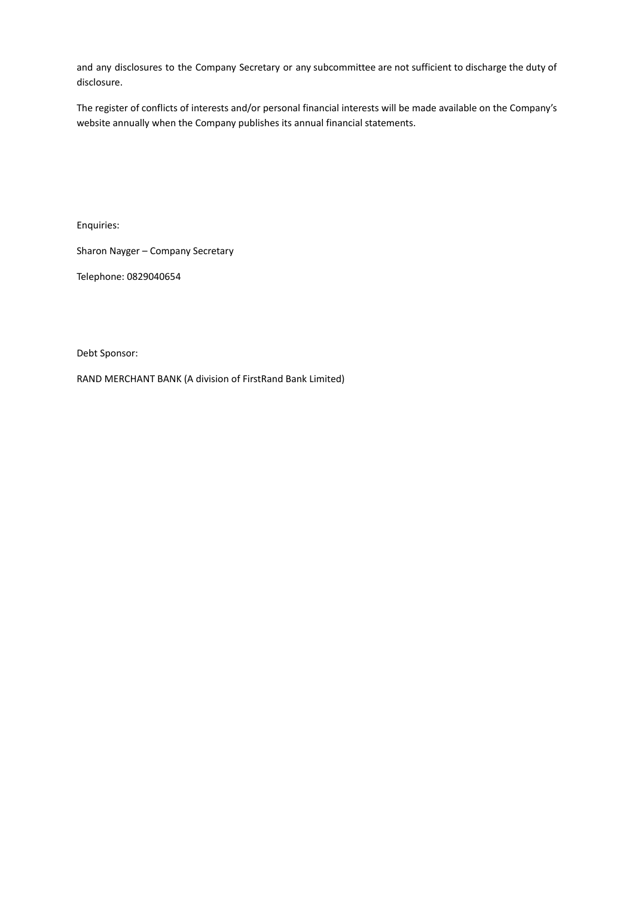and any disclosures to the Company Secretary or any subcommittee are not sufficient to discharge the duty of disclosure.

The register of conflicts of interests and/or personal financial interests will be made available on the Company's website annually when the Company publishes its annual financial statements.

Enquiries:

Sharon Nayger – Company Secretary

Telephone: 0829040654

Debt Sponsor:

RAND MERCHANT BANK (A division of FirstRand Bank Limited)